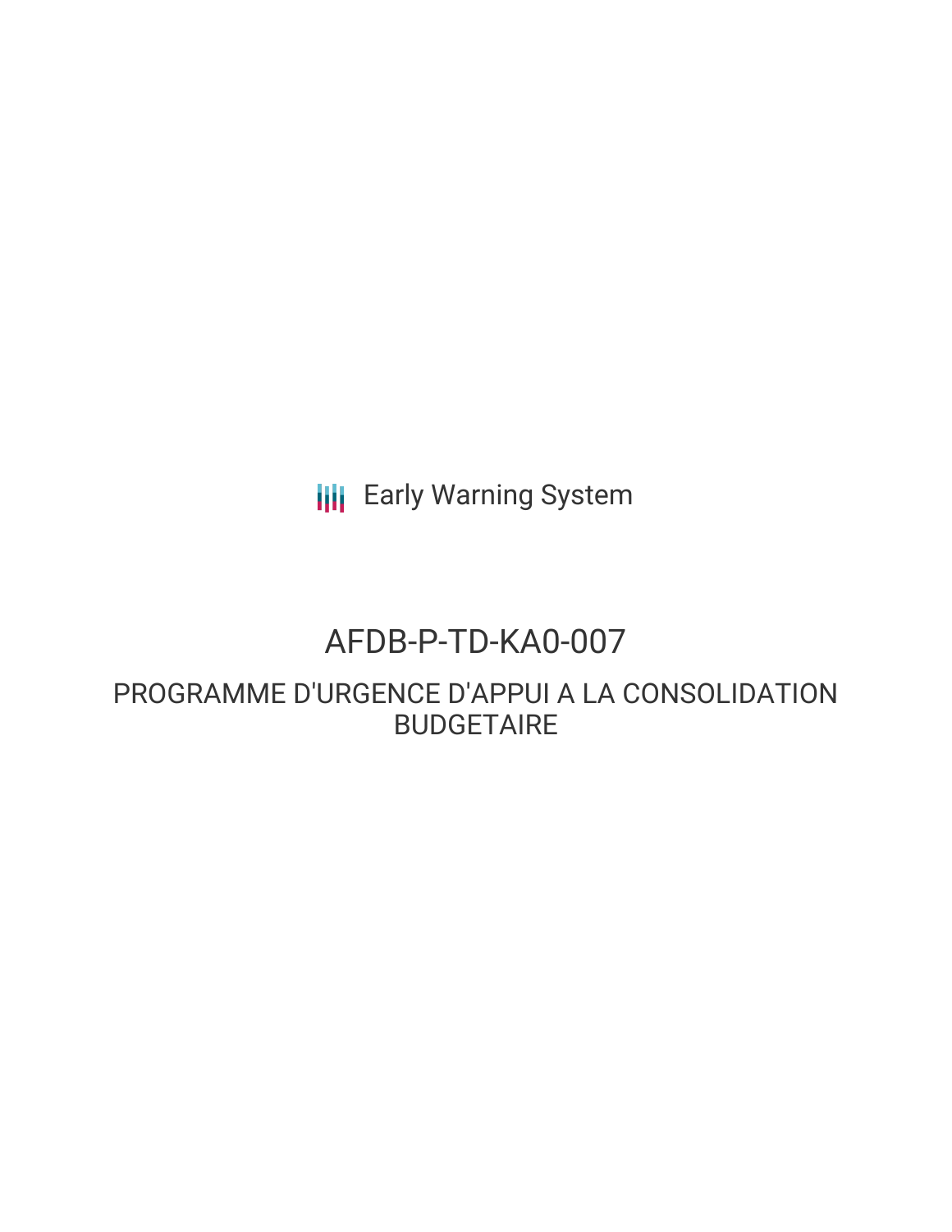Early Warning System

# AFDB-P-TD-KA0-007

## PROGRAMME D'URGENCE D'APPUI A LA CONSOLIDATION BUDGETAIRE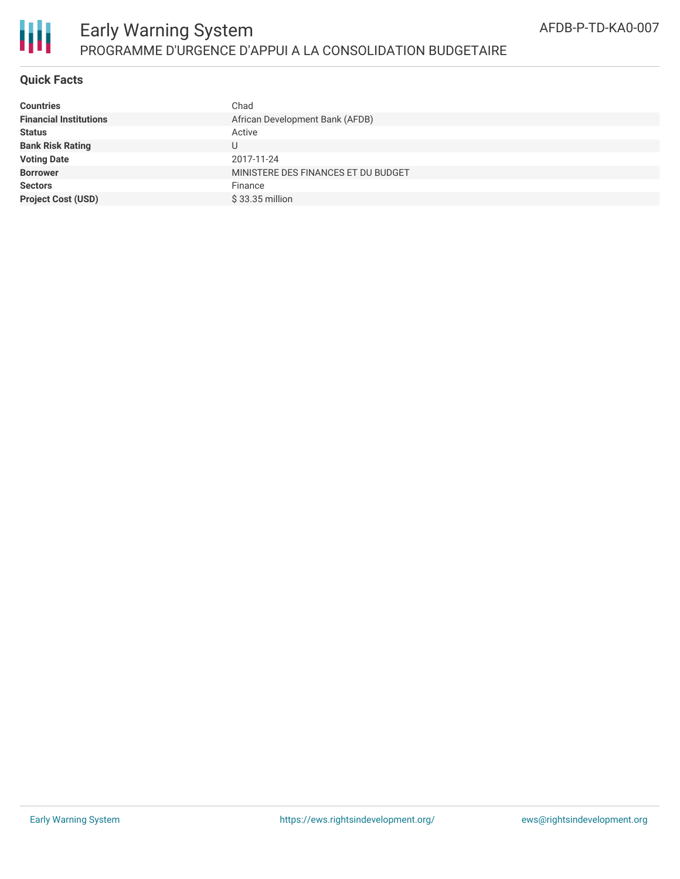# Early Warning System

## PROGRAMME D'URGENCE D'APPUI A LA CONSOLIDATION BUDGETAIRE

AFDB-P-TD-KA0-007

### Quick Facts

| | |
|---|---|
| **Countries** | Chad |
| **Financial Institutions** | African Development Bank (AFDB) |
| **Status** | Active |
| **Bank Risk Rating** | U |
| **Voting Date** | 2017-11-24 |
| **Borrower** | MINISTERE DES FINANCES ET DU BUDGET |
| **Sectors** | Finance |
| **Project Cost (USD)** | $ 33.35 million |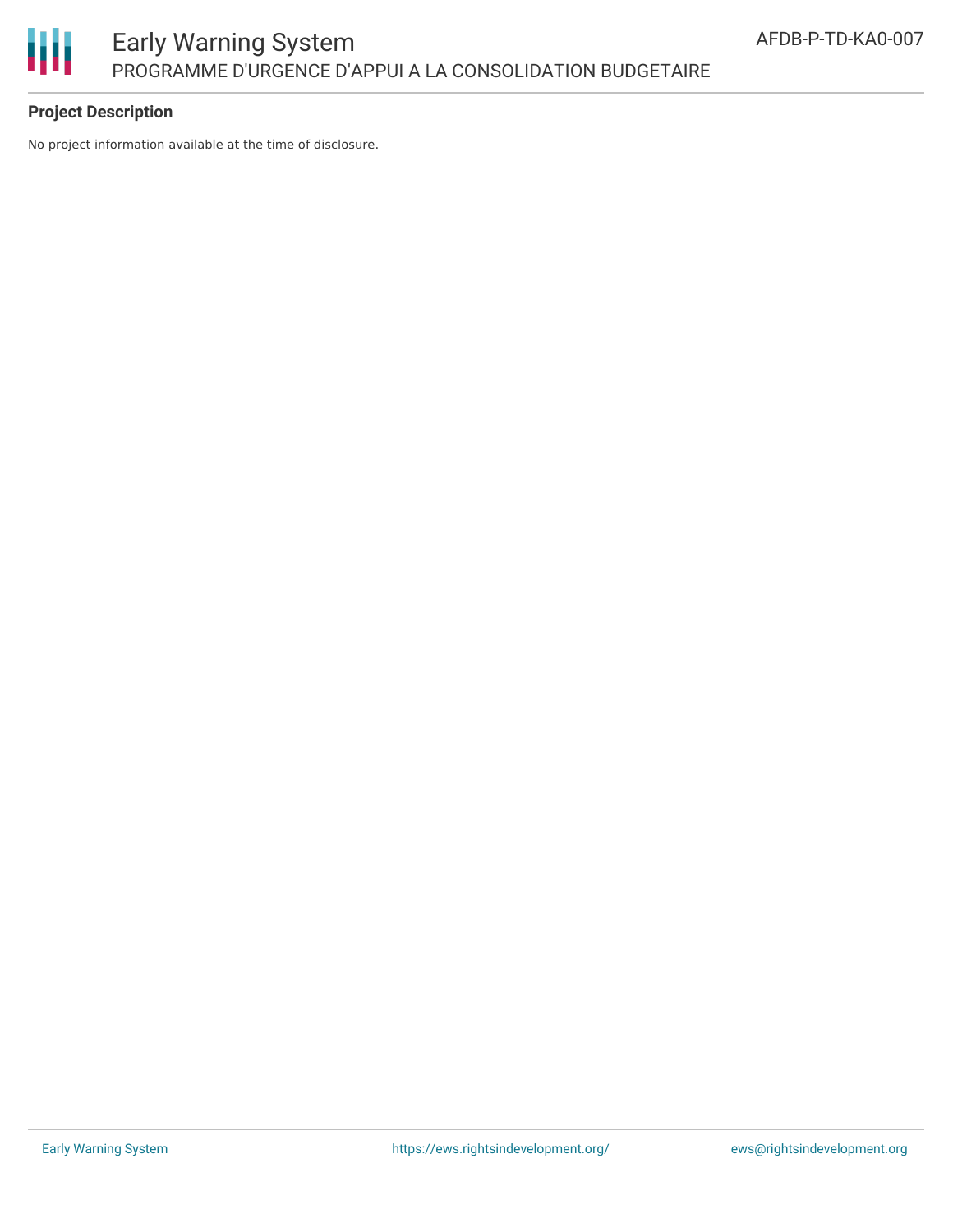## Project Description

No project information available at the time of disclosure.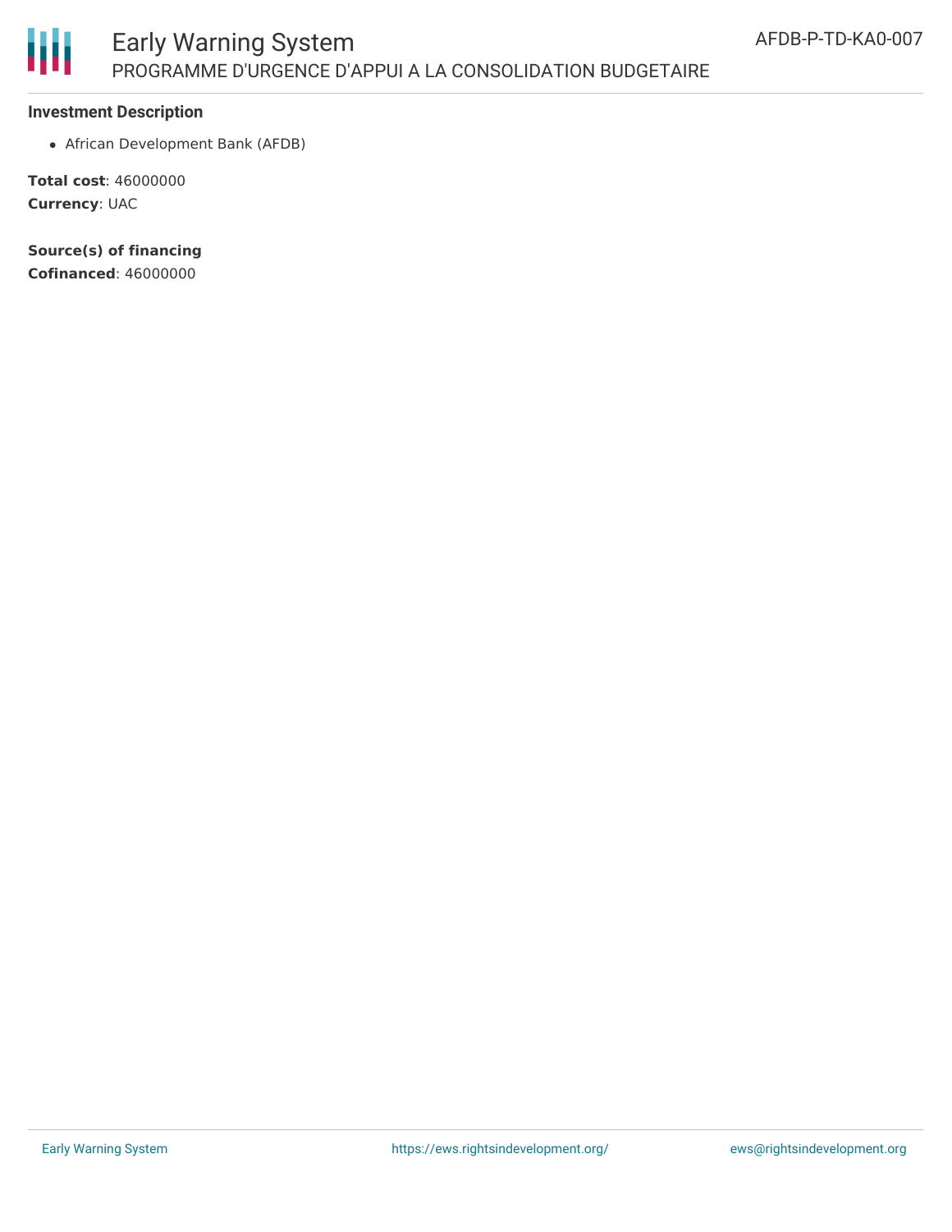### Investment Description

- African Development Bank (AFDB)

**Total cost**: 46000000
**Currency**: UAC

**Source(s) of financing**
**Cofinanced**: 46000000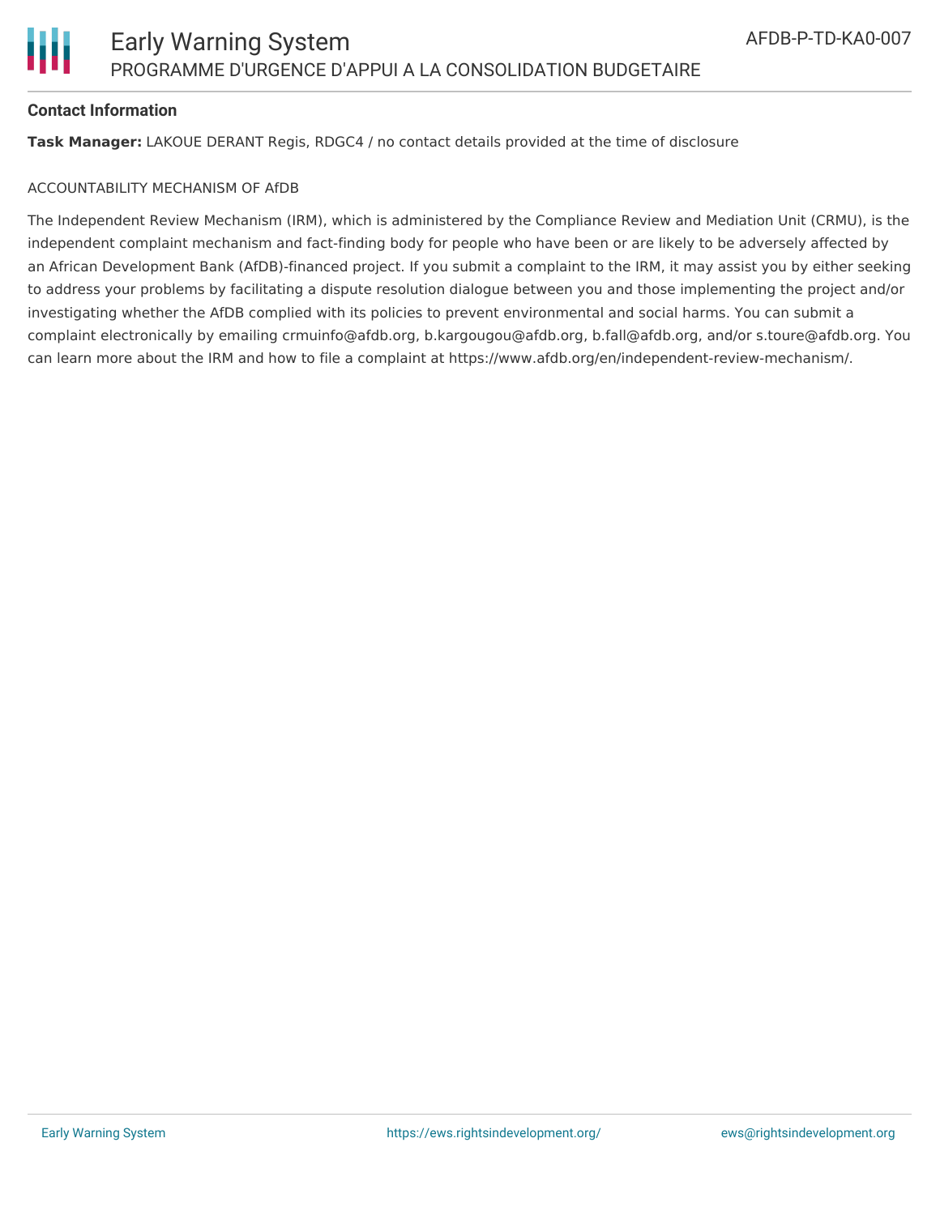## Contact Information

**Task Manager:** LAKOUE DERANT Regis, RDGC4 / no contact details provided at the time of disclosure

ACCOUNTABILITY MECHANISM OF AfDB

The Independent Review Mechanism (IRM), which is administered by the Compliance Review and Mediation Unit (CRMU), is the independent complaint mechanism and fact-finding body for people who have been or are likely to be adversely affected by an African Development Bank (AfDB)-financed project. If you submit a complaint to the IRM, it may assist you by either seeking to address your problems by facilitating a dispute resolution dialogue between you and those implementing the project and/or investigating whether the AfDB complied with its policies to prevent environmental and social harms. You can submit a complaint electronically by emailing crmuinfo@afdb.org, b.kargougou@afdb.org, b.fall@afdb.org, and/or s.toure@afdb.org. You can learn more about the IRM and how to file a complaint at https://www.afdb.org/en/independent-review-mechanism/.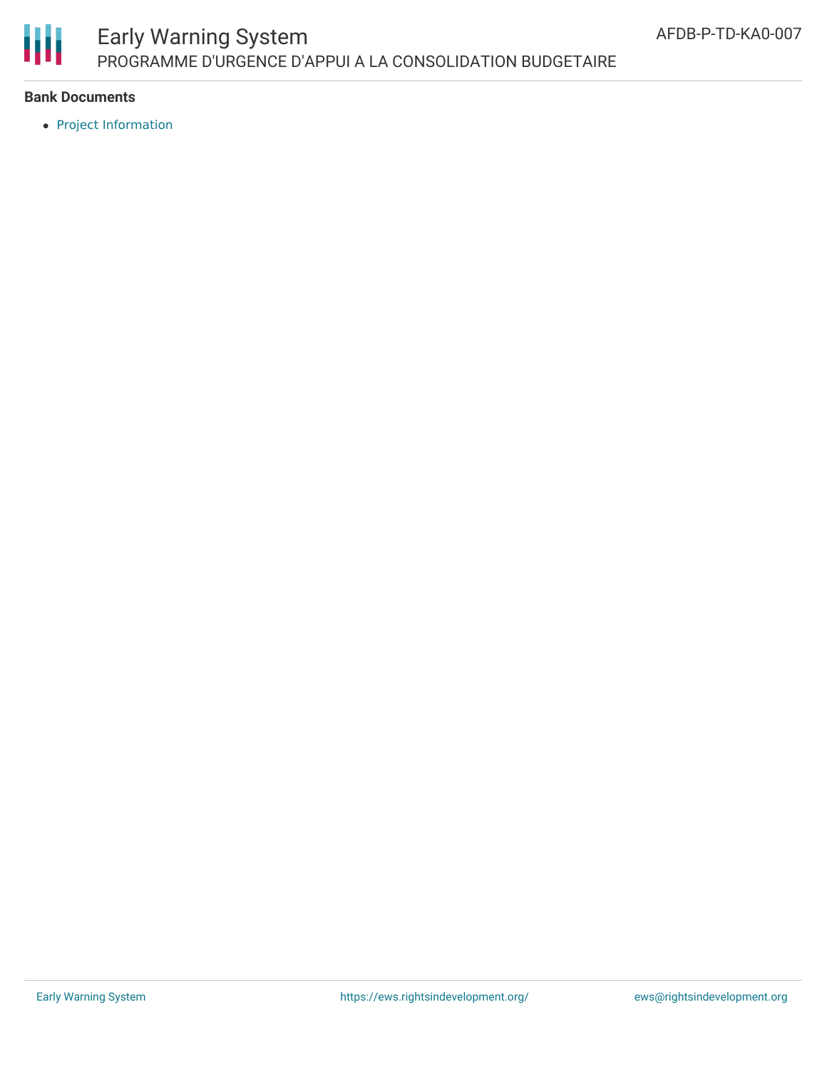**Bank Documents**

- Project Information